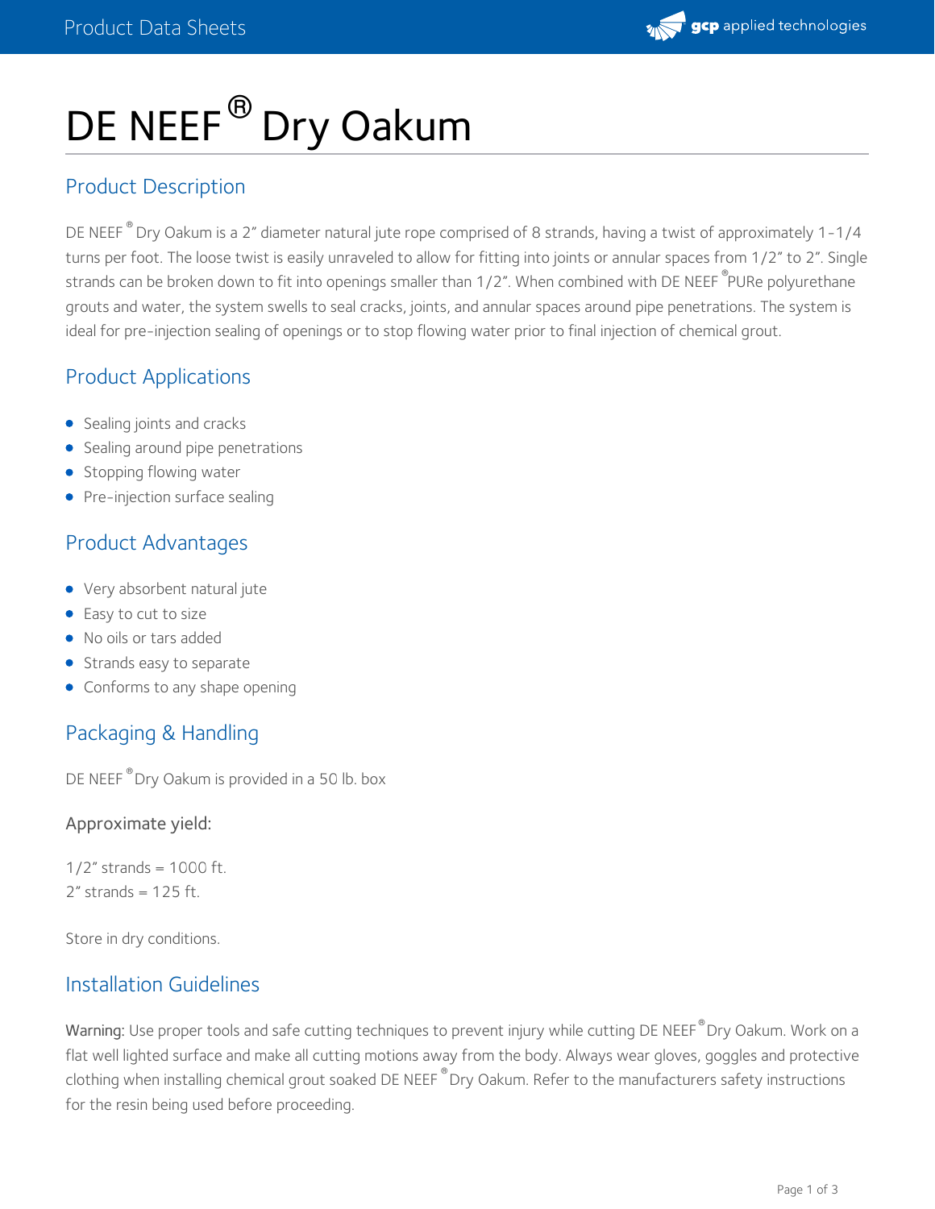# DE NEEF® Dry Oakum

## Product Description

DE NEEF® Dry Oakum is a 2" diameter natural jute rope comprised of 8 strands, having a twist of approximately 1-1/4 turns per foot. The loose twist is easily unraveled to allow for fitting into joints or annular spaces from 1/2" to 2". Single strands can be broken down to fit into openings smaller than 1/2". When combined with DE NEEF® PURe polyurethane grouts and water, the system swells to seal cracks, joints, and annular spaces around pipe penetrations. The system is ideal for pre-injection sealing of openings or to stop flowing water prior to final injection of chemical grout.

## Product Applications

- Sealing joints and cracks
- Sealing around pipe penetrations
- Stopping flowing water
- Pre-injection surface sealing

## Product Advantages

- Very absorbent natural jute
- Easy to cut to size
- No oils or tars added
- Strands easy to separate
- Conforms to any shape opening

## Packaging & Handling

DE NEEF® Dry Oakum is provided in a 50 lb. box

### Approximate yield:

1/2" strands = 1000 ft.
2" strands = 125 ft.

Store in dry conditions.

## Installation Guidelines

Warning: Use proper tools and safe cutting techniques to prevent injury while cutting DE NEEF® Dry Oakum. Work on a flat well lighted surface and make all cutting motions away from the body. Always wear gloves, goggles and protective clothing when installing chemical grout soaked DE NEEF® Dry Oakum. Refer to the manufacturers safety instructions for the resin being used before proceeding.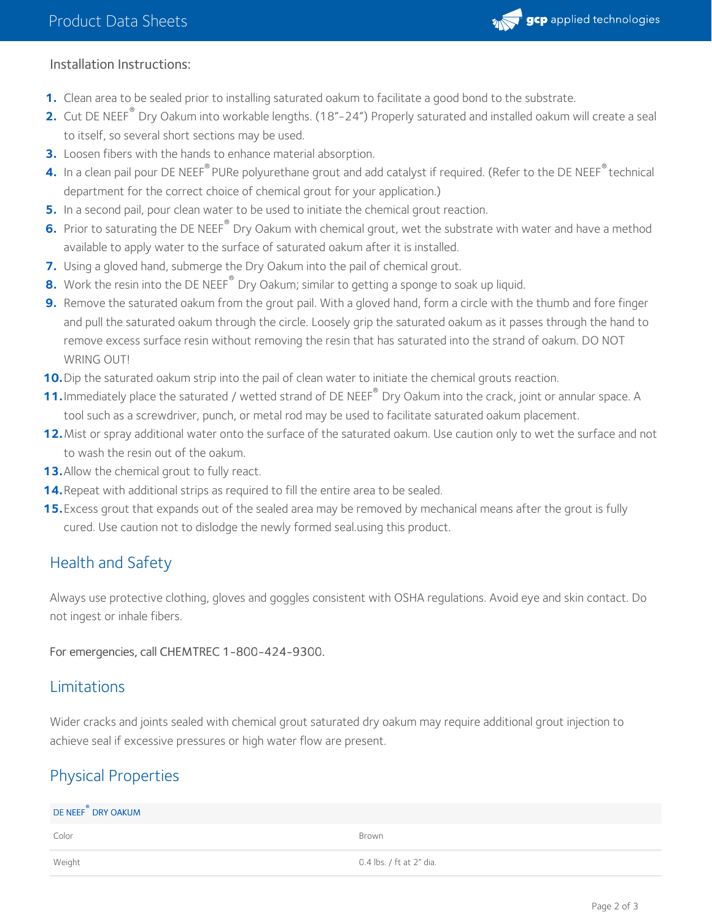Installation Instructions:

1. Clean area to be sealed prior to installing saturated oakum to facilitate a good bond to the substrate.
2. Cut DE NEEF® Dry Oakum into workable lengths. (18"-24") Properly saturated and installed oakum will create a seal to itself, so several short sections may be used.
3. Loosen fibers with the hands to enhance material absorption.
4. In a clean pail pour DE NEEF® PURe polyurethane grout and add catalyst if required. (Refer to the DE NEEF® technical department for the correct choice of chemical grout for your application.)
5. In a second pail, pour clean water to be used to initiate the chemical grout reaction.
6. Prior to saturating the DE NEEF® Dry Oakum with chemical grout, wet the substrate with water and have a method available to apply water to the surface of saturated oakum after it is installed.
7. Using a gloved hand, submerge the Dry Oakum into the pail of chemical grout.
8. Work the resin into the DE NEEF® Dry Oakum; similar to getting a sponge to soak up liquid.
9. Remove the saturated oakum from the grout pail. With a gloved hand, form a circle with the thumb and fore finger and pull the saturated oakum through the circle. Loosely grip the saturated oakum as it passes through the hand to remove excess surface resin without removing the resin that has saturated into the strand of oakum. DO NOT WRING OUT!
10. Dip the saturated oakum strip into the pail of clean water to initiate the chemical grouts reaction.
11. Immediately place the saturated / wetted strand of DE NEEF® Dry Oakum into the crack, joint or annular space. A tool such as a screwdriver, punch, or metal rod may be used to facilitate saturated oakum placement.
12. Mist or spray additional water onto the surface of the saturated oakum. Use caution only to wet the surface and not to wash the resin out of the oakum.
13. Allow the chemical grout to fully react.
14. Repeat with additional strips as required to fill the entire area to be sealed.
15. Excess grout that expands out of the sealed area may be removed by mechanical means after the grout is fully cured. Use caution not to dislodge the newly formed seal.using this product.

## Health and Safety

Always use protective clothing, gloves and goggles consistent with OSHA regulations. Avoid eye and skin contact. Do not ingest or inhale fibers.

For emergencies, call CHEMTREC 1-800-424-9300.

## Limitations

Wider cracks and joints sealed with chemical grout saturated dry oakum may require additional grout injection to achieve seal if excessive pressures or high water flow are present.

## Physical Properties

| DE NEEF® DRY OAKUM | |
|---|---|
| Color | Brown |
| Weight | 0.4 lbs. / ft at 2" dia. |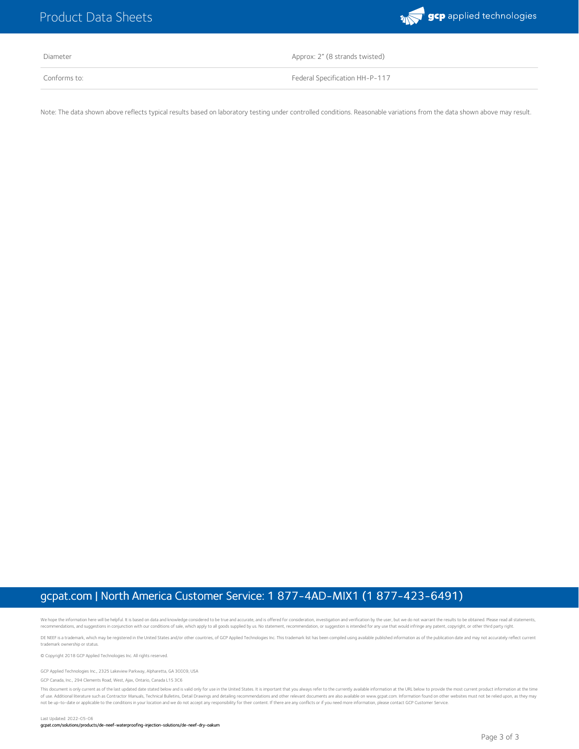| | |
|---|---|
| Diameter | Approx: 2" (8 strands twisted) |
| Conforms to: | Federal Specification HH-P-117 |

Note: The data shown above reflects typical results based on laboratory testing under controlled conditions. Reasonable variations from the data shown above may result.

gcpat.com | North America Customer Service: 1 877-4AD-MIX1 (1 877-423-6491)

We hope the information here will be helpful. It is based on data and knowledge considered to be true and accurate, and is offered for consideration, investigation and verification by the user, but we do not warrant the results to be obtained. Please read all statements, recommendations, and suggestions in conjunction with our conditions of sale, which apply to all goods supplied by us. No statement, recommendation, or suggestion is intended for any use that would infringe any patent, copyright, or other third party right.

DE NEEF is a trademark, which may be registered in the United States and/or other countries, of GCP Applied Technologies Inc. This trademark list has been compiled using available published information as of the publication date and may not accurately reflect current trademark ownership or status.

© Copyright 2018 GCP Applied Technologies Inc. All rights reserved.

GCP Applied Technologies Inc., 2325 Lakeview Parkway, Alpharetta, GA 30009, USA

GCP Canada, Inc., 294 Clements Road, West, Ajax, Ontario, Canada L1S 3C6

This document is only current as of the last updated date stated below and is valid only for use in the United States. It is important that you always refer to the currently available information at the URL below to provide the most current product information at the time of use. Additional literature such as Contractor Manuals, Technical Bulletins, Detail Drawings and detailing recommendations and other relevant documents are also available on www.gcpat.com. Information found on other websites must not be relied upon, as they may not be up-to-date or applicable to the conditions in your location and we do not accept any responsibility for their content. If there are any conflicts or if you need more information, please contact GCP Customer Service.

Last Updated: 2022-05-06

gcpat.com/solutions/products/de-neef-waterproofing-injection-solutions/de-neef-dry-oakum